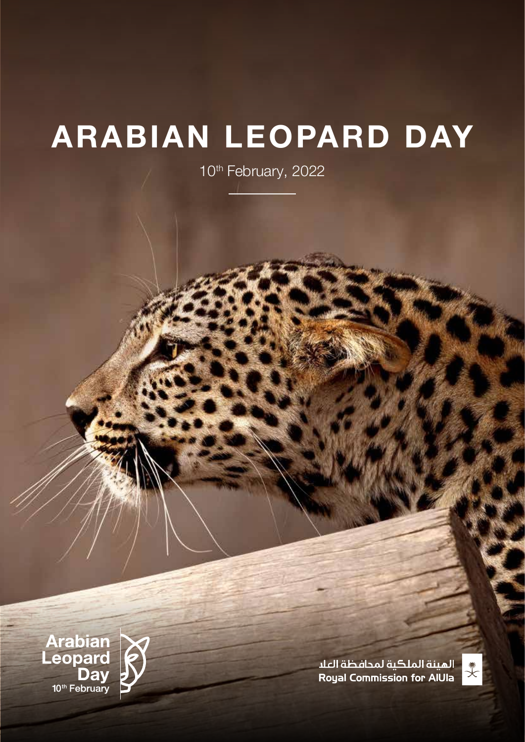# ARABIAN LEOPARD DAY

10th February, 2022

Arabian Leopard Day
10th February

الهيئة الملكية لمحافظة العلا
Royal Commission for AlUla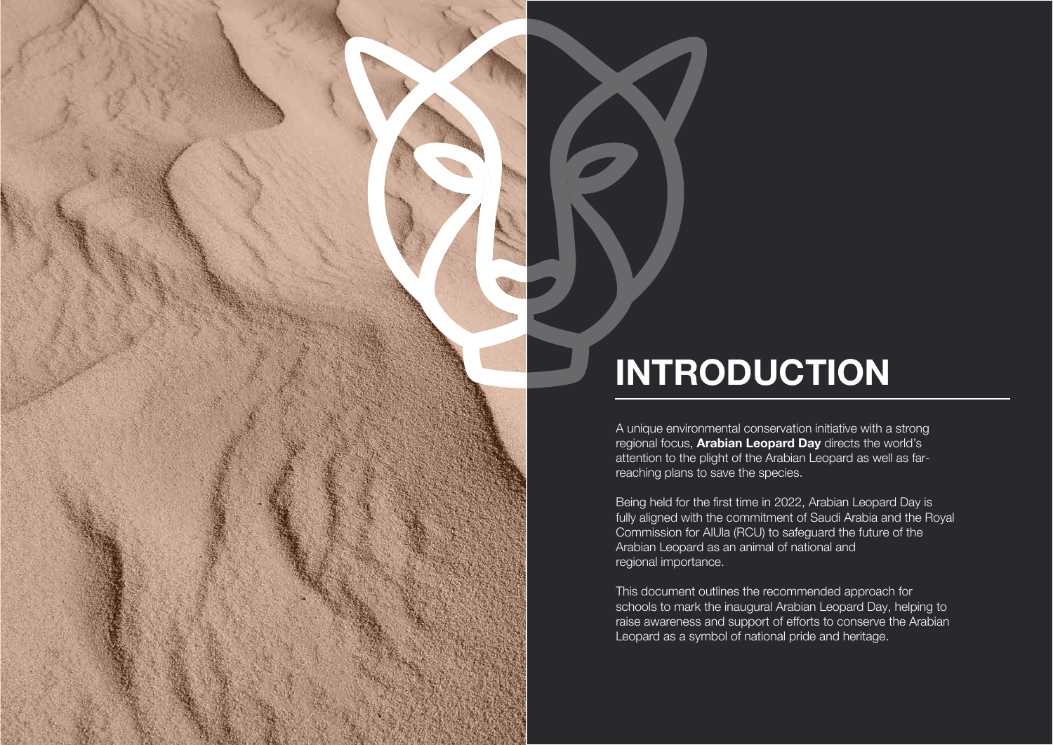# INTRODUCTION

A unique environmental conservation initiative with a strong regional focus, **Arabian Leopard Day** directs the world's attention to the plight of the Arabian Leopard as well as far-reaching plans to save the species.

Being held for the first time in 2022, Arabian Leopard Day is fully aligned with the commitment of Saudi Arabia and the Royal Commission for AlUla (RCU) to safeguard the future of the Arabian Leopard as an animal of national and regional importance.

This document outlines the recommended approach for schools to mark the inaugural Arabian Leopard Day, helping to raise awareness and support of efforts to conserve the Arabian Leopard as a symbol of national pride and heritage.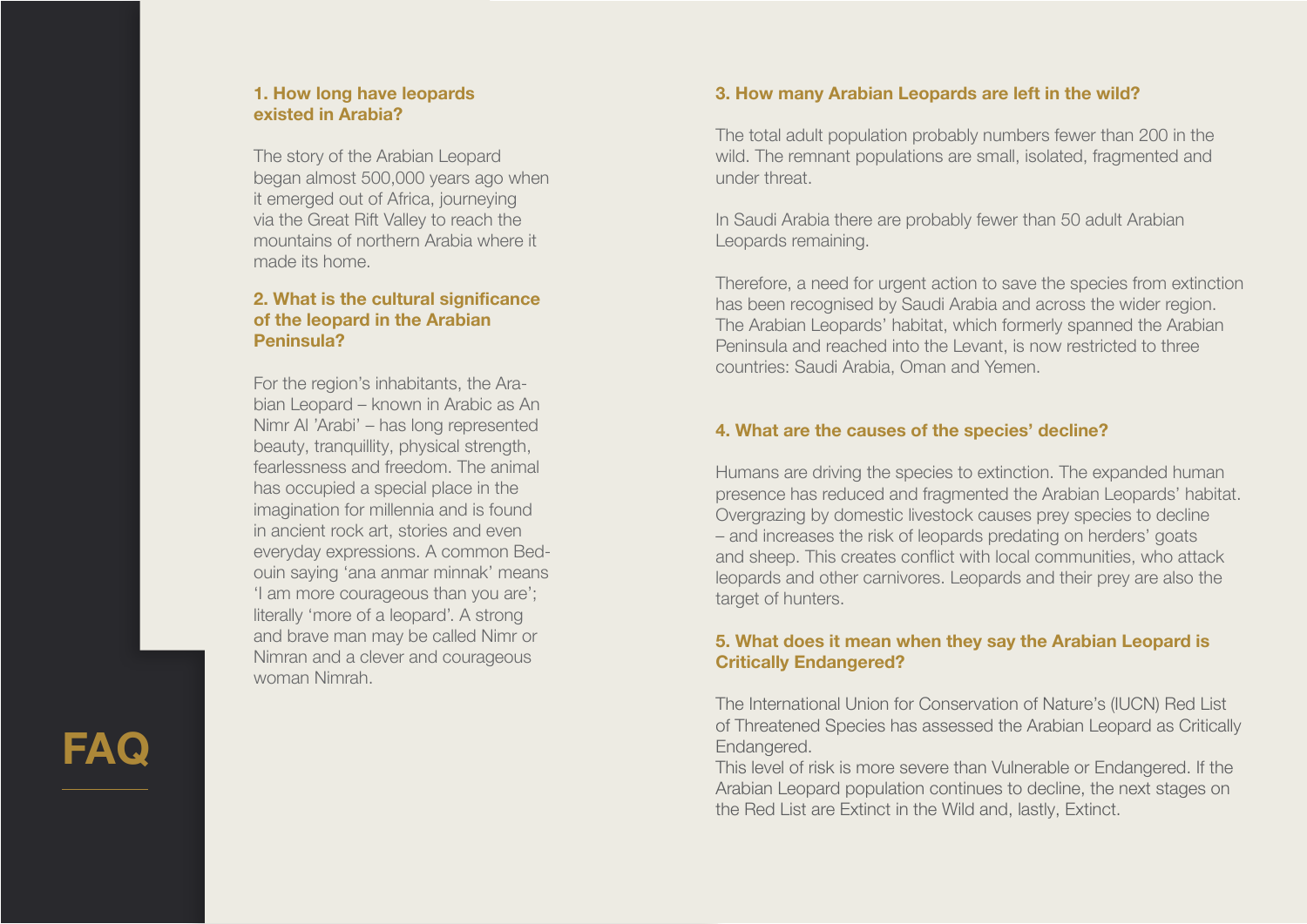# FAQ

### 1. How long have leopards existed in Arabia?

The story of the Arabian Leopard began almost 500,000 years ago when it emerged out of Africa, journeying via the Great Rift Valley to reach the mountains of northern Arabia where it made its home.

### 2. What is the cultural significance of the leopard in the Arabian Peninsula?

For the region's inhabitants, the Arabian Leopard – known in Arabic as An Nimr Al 'Arabi' – has long represented beauty, tranquillity, physical strength, fearlessness and freedom. The animal has occupied a special place in the imagination for millennia and is found in ancient rock art, stories and even everyday expressions. A common Bedouin saying 'ana anmar minnak' means 'I am more courageous than you are'; literally 'more of a leopard'. A strong and brave man may be called Nimr or Nimran and a clever and courageous woman Nimrah.

### 3. How many Arabian Leopards are left in the wild?

The total adult population probably numbers fewer than 200 in the wild. The remnant populations are small, isolated, fragmented and under threat.

In Saudi Arabia there are probably fewer than 50 adult Arabian Leopards remaining.

Therefore, a need for urgent action to save the species from extinction has been recognised by Saudi Arabia and across the wider region. The Arabian Leopards' habitat, which formerly spanned the Arabian Peninsula and reached into the Levant, is now restricted to three countries: Saudi Arabia, Oman and Yemen.

### 4. What are the causes of the species' decline?

Humans are driving the species to extinction. The expanded human presence has reduced and fragmented the Arabian Leopards' habitat. Overgrazing by domestic livestock causes prey species to decline – and increases the risk of leopards predating on herders' goats and sheep. This creates conflict with local communities, who attack leopards and other carnivores. Leopards and their prey are also the target of hunters.

### 5. What does it mean when they say the Arabian Leopard is Critically Endangered?

The International Union for Conservation of Nature's (IUCN) Red List of Threatened Species has assessed the Arabian Leopard as Critically Endangered.

This level of risk is more severe than Vulnerable or Endangered. If the Arabian Leopard population continues to decline, the next stages on the Red List are Extinct in the Wild and, lastly, Extinct.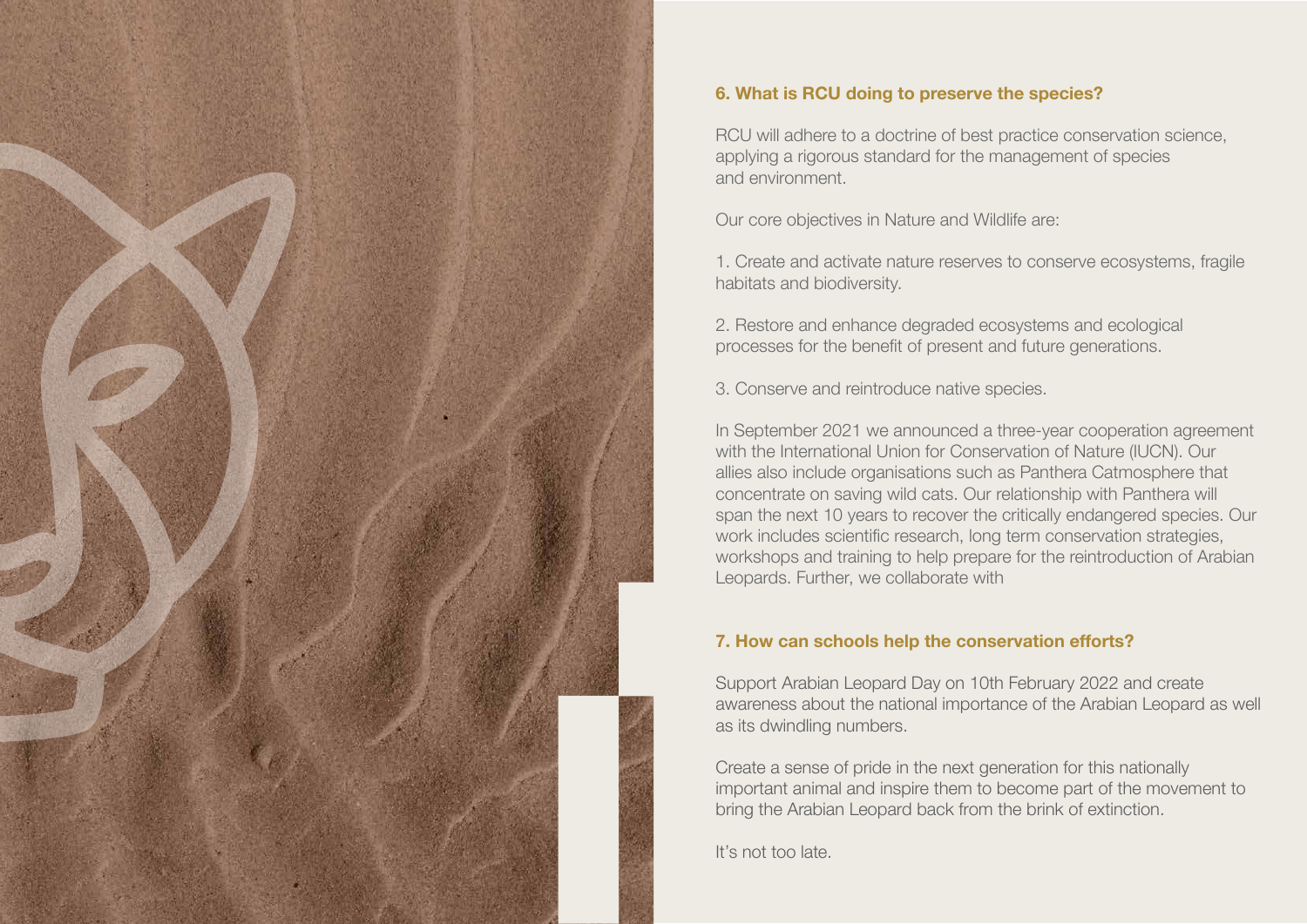## 6. What is RCU doing to preserve the species?

RCU will adhere to a doctrine of best practice conservation science, applying a rigorous standard for the management of species and environment.

Our core objectives in Nature and Wildlife are:

1. Create and activate nature reserves to conserve ecosystems, fragile habitats and biodiversity.

2. Restore and enhance degraded ecosystems and ecological processes for the benefit of present and future generations.

3. Conserve and reintroduce native species.

In September 2021 we announced a three-year cooperation agreement with the International Union for Conservation of Nature (IUCN). Our allies also include organisations such as Panthera Catmosphere that concentrate on saving wild cats. Our relationship with Panthera will span the next 10 years to recover the critically endangered species. Our work includes scientific research, long term conservation strategies, workshops and training to help prepare for the reintroduction of Arabian Leopards. Further, we collaborate with

## 7. How can schools help the conservation efforts?

Support Arabian Leopard Day on 10th February 2022 and create awareness about the national importance of the Arabian Leopard as well as its dwindling numbers.

Create a sense of pride in the next generation for this nationally important animal and inspire them to become part of the movement to bring the Arabian Leopard back from the brink of extinction.

It's not too late.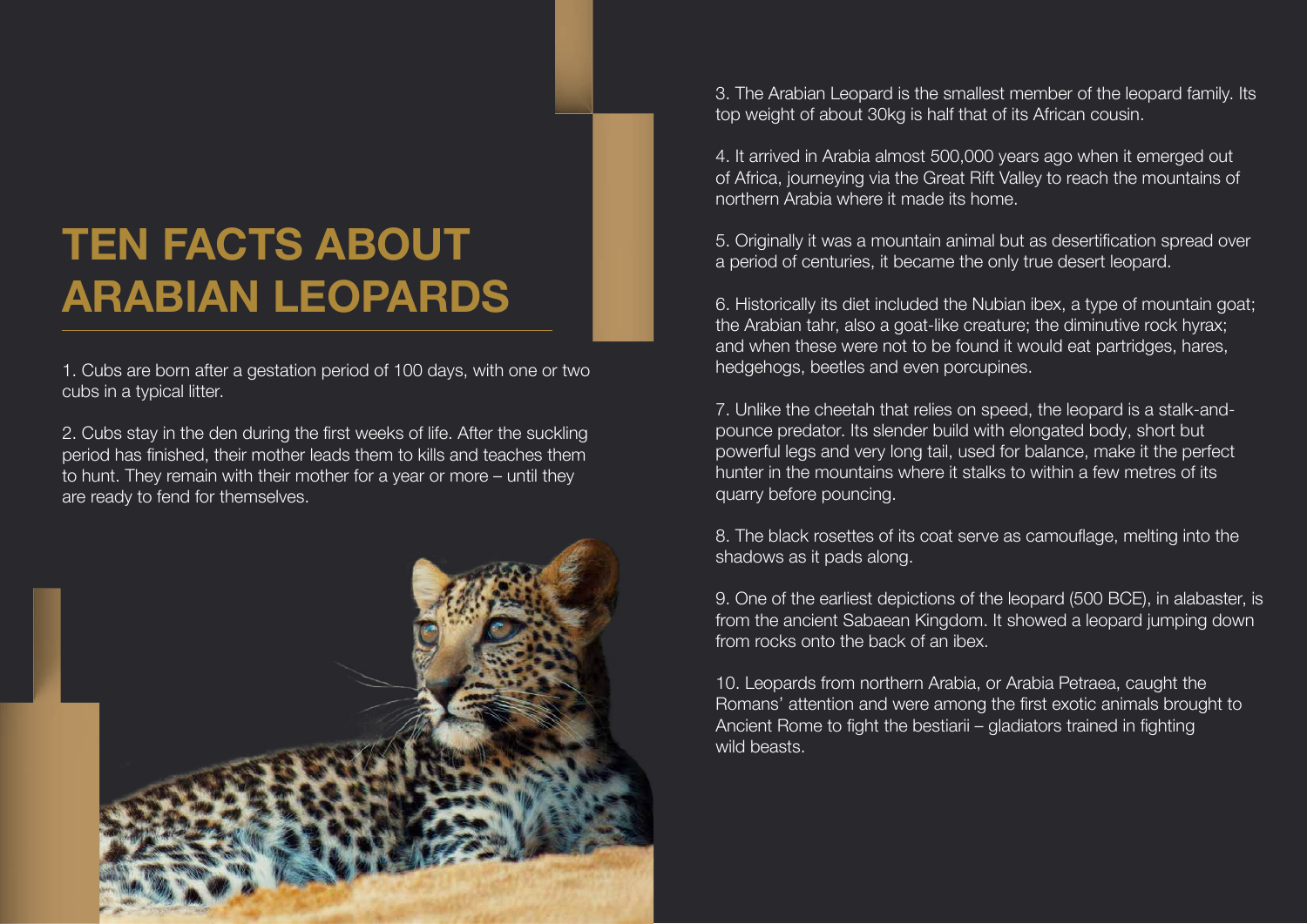# TEN FACTS ABOUT ARABIAN LEOPARDS

1. Cubs are born after a gestation period of 100 days, with one or two cubs in a typical litter.

2. Cubs stay in the den during the first weeks of life. After the suckling period has finished, their mother leads them to kills and teaches them to hunt. They remain with their mother for a year or more – until they are ready to fend for themselves.

3. The Arabian Leopard is the smallest member of the leopard family. Its top weight of about 30kg is half that of its African cousin.

4. It arrived in Arabia almost 500,000 years ago when it emerged out of Africa, journeying via the Great Rift Valley to reach the mountains of northern Arabia where it made its home.

5. Originally it was a mountain animal but as desertification spread over a period of centuries, it became the only true desert leopard.

6. Historically its diet included the Nubian ibex, a type of mountain goat; the Arabian tahr, also a goat-like creature; the diminutive rock hyrax; and when these were not to be found it would eat partridges, hares, hedgehogs, beetles and even porcupines.

7. Unlike the cheetah that relies on speed, the leopard is a stalk-and-pounce predator. Its slender build with elongated body, short but powerful legs and very long tail, used for balance, make it the perfect hunter in the mountains where it stalks to within a few metres of its quarry before pouncing.

8. The black rosettes of its coat serve as camouflage, melting into the shadows as it pads along.

9. One of the earliest depictions of the leopard (500 BCE), in alabaster, is from the ancient Sabaean Kingdom. It showed a leopard jumping down from rocks onto the back of an ibex.

10. Leopards from northern Arabia, or Arabia Petraea, caught the Romans' attention and were among the first exotic animals brought to Ancient Rome to fight the bestiarii – gladiators trained in fighting wild beasts.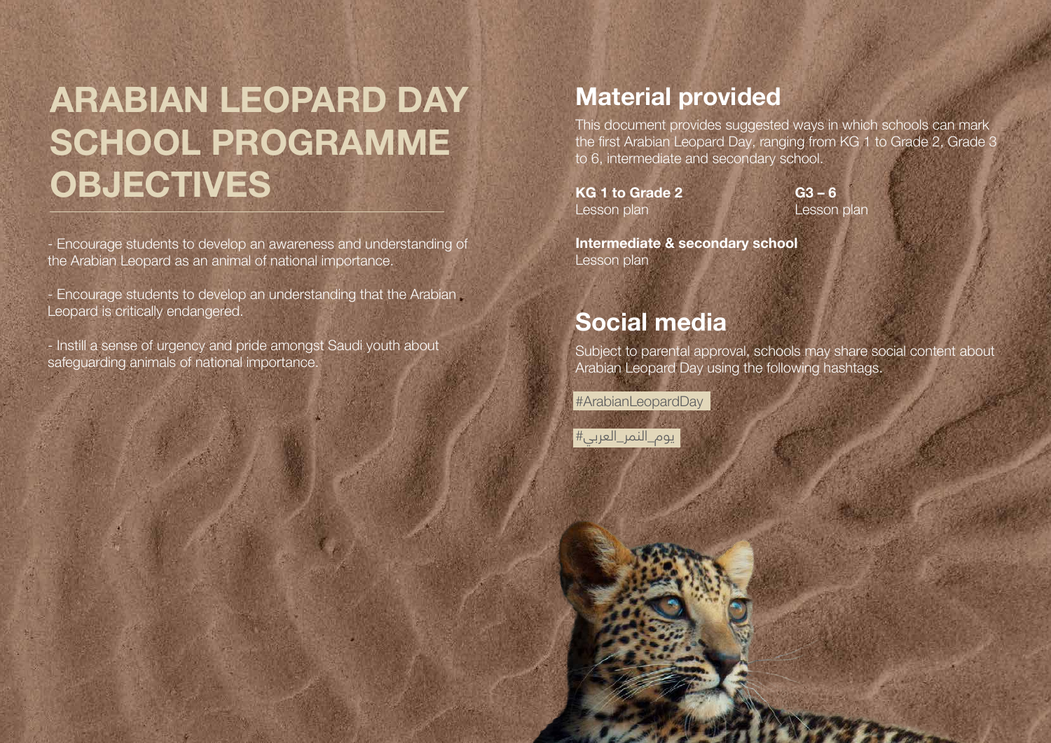# ARABIAN LEOPARD DAY SCHOOL PROGRAMME OBJECTIVES

- Encourage students to develop an awareness and understanding of the Arabian Leopard as an animal of national importance.

- Encourage students to develop an understanding that the Arabian Leopard is critically endangered.

- Instill a sense of urgency and pride amongst Saudi youth about safeguarding animals of national importance.

## Material provided

This document provides suggested ways in which schools can mark the first Arabian Leopard Day, ranging from KG 1 to Grade 2, Grade 3 to 6, intermediate and secondary school.

**KG 1 to Grade 2**
Lesson plan

**G3 – 6**
Lesson plan

**Intermediate & secondary school**
Lesson plan

## Social media

Subject to parental approval, schools may share social content about Arabian Leopard Day using the following hashtags.

#ArabianLeopardDay

#يوم_النمر_العربي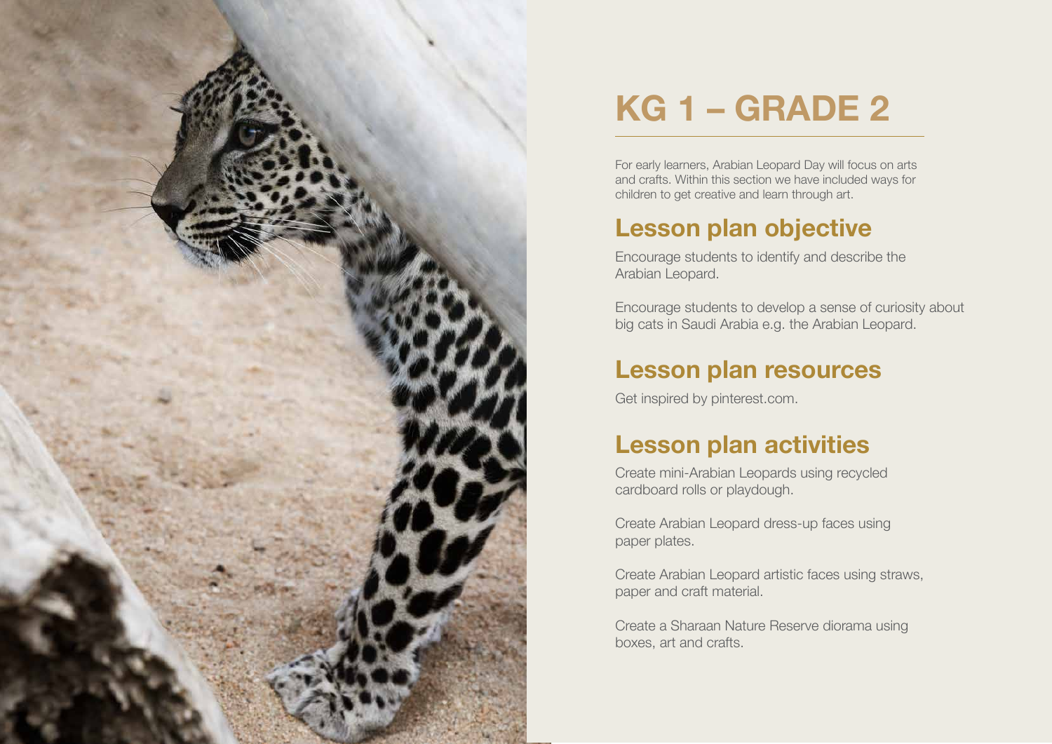# KG 1 – GRADE 2

For early learners, Arabian Leopard Day will focus on arts and crafts. Within this section we have included ways for children to get creative and learn through art.

## Lesson plan objective

Encourage students to identify and describe the Arabian Leopard.

Encourage students to develop a sense of curiosity about big cats in Saudi Arabia e.g. the Arabian Leopard.

## Lesson plan resources

Get inspired by pinterest.com.

## Lesson plan activities

Create mini-Arabian Leopards using recycled cardboard rolls or playdough.

Create Arabian Leopard dress-up faces using paper plates.

Create Arabian Leopard artistic faces using straws, paper and craft material.

Create a Sharaan Nature Reserve diorama using boxes, art and crafts.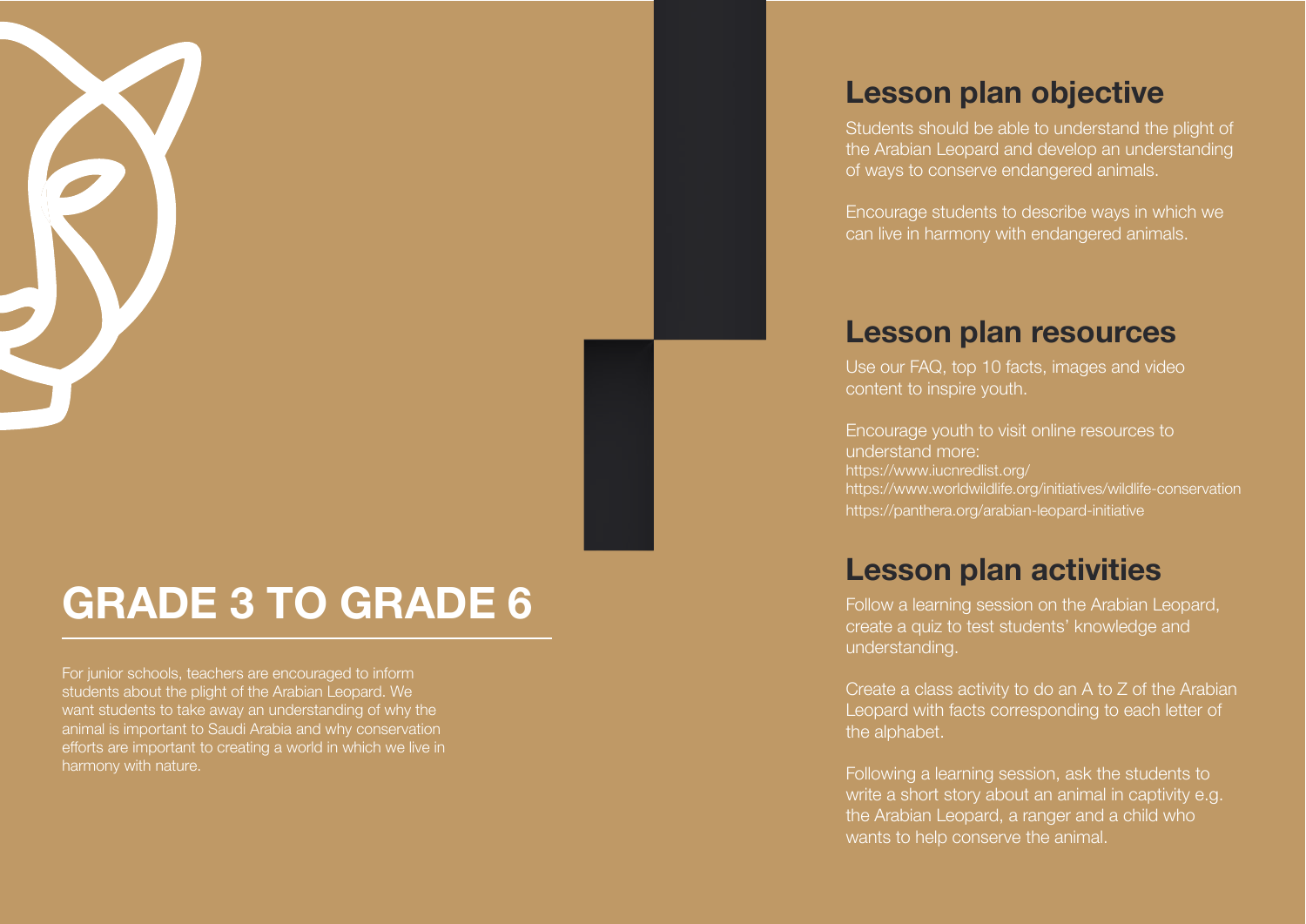# GRADE 3 TO GRADE 6

For junior schools, teachers are encouraged to inform students about the plight of the Arabian Leopard. We want students to take away an understanding of why the animal is important to Saudi Arabia and why conservation efforts are important to creating a world in which we live in harmony with nature.

## Lesson plan objective

Students should be able to understand the plight of the Arabian Leopard and develop an understanding of ways to conserve endangered animals.

Encourage students to describe ways in which we can live in harmony with endangered animals.

## Lesson plan resources

Use our FAQ, top 10 facts, images and video content to inspire youth.

Encourage youth to visit online resources to understand more:
https://www.iucnredlist.org/
https://www.worldwildlife.org/initiatives/wildlife-conservation
https://panthera.org/arabian-leopard-initiative

## Lesson plan activities

Follow a learning session on the Arabian Leopard, create a quiz to test students' knowledge and understanding.

Create a class activity to do an A to Z of the Arabian Leopard with facts corresponding to each letter of the alphabet.

Following a learning session, ask the students to write a short story about an animal in captivity e.g. the Arabian Leopard, a ranger and a child who wants to help conserve the animal.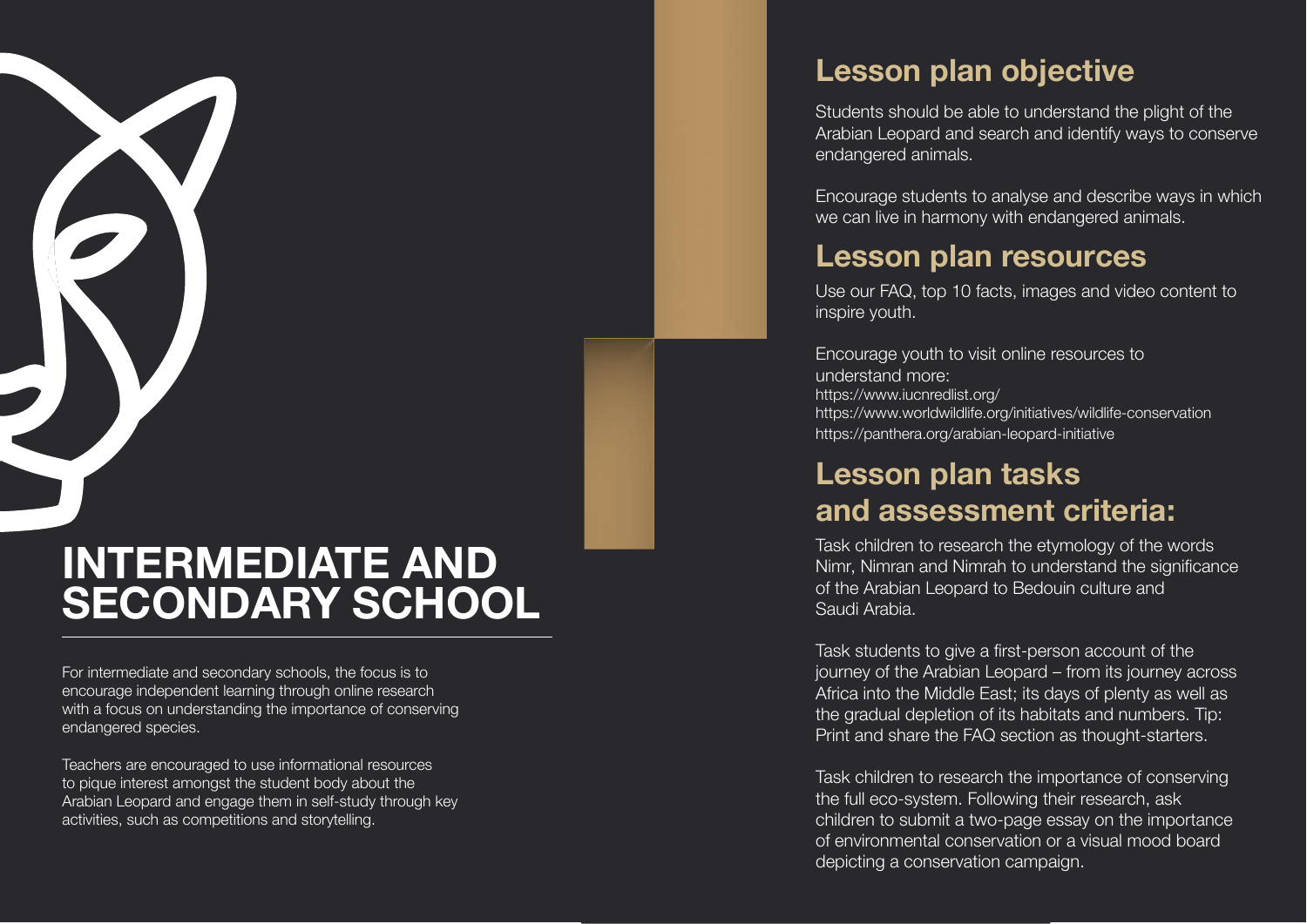# INTERMEDIATE AND SECONDARY SCHOOL

For intermediate and secondary schools, the focus is to encourage independent learning through online research with a focus on understanding the importance of conserving endangered species.

Teachers are encouraged to use informational resources to pique interest amongst the student body about the Arabian Leopard and engage them in self-study through key activities, such as competitions and storytelling.

## Lesson plan objective

Students should be able to understand the plight of the Arabian Leopard and search and identify ways to conserve endangered animals.

Encourage students to analyse and describe ways in which we can live in harmony with endangered animals.

## Lesson plan resources

Use our FAQ, top 10 facts, images and video content to inspire youth.

Encourage youth to visit online resources to understand more:
https://www.iucnredlist.org/
https://www.worldwildlife.org/initiatives/wildlife-conservation
https://panthera.org/arabian-leopard-initiative

## Lesson plan tasks and assessment criteria:

Task children to research the etymology of the words Nimr, Nimran and Nimrah to understand the significance of the Arabian Leopard to Bedouin culture and Saudi Arabia.

Task students to give a first-person account of the journey of the Arabian Leopard – from its journey across Africa into the Middle East; its days of plenty as well as the gradual depletion of its habitats and numbers. Tip: Print and share the FAQ section as thought-starters.

Task children to research the importance of conserving the full eco-system. Following their research, ask children to submit a two-page essay on the importance of environmental conservation or a visual mood board depicting a conservation campaign.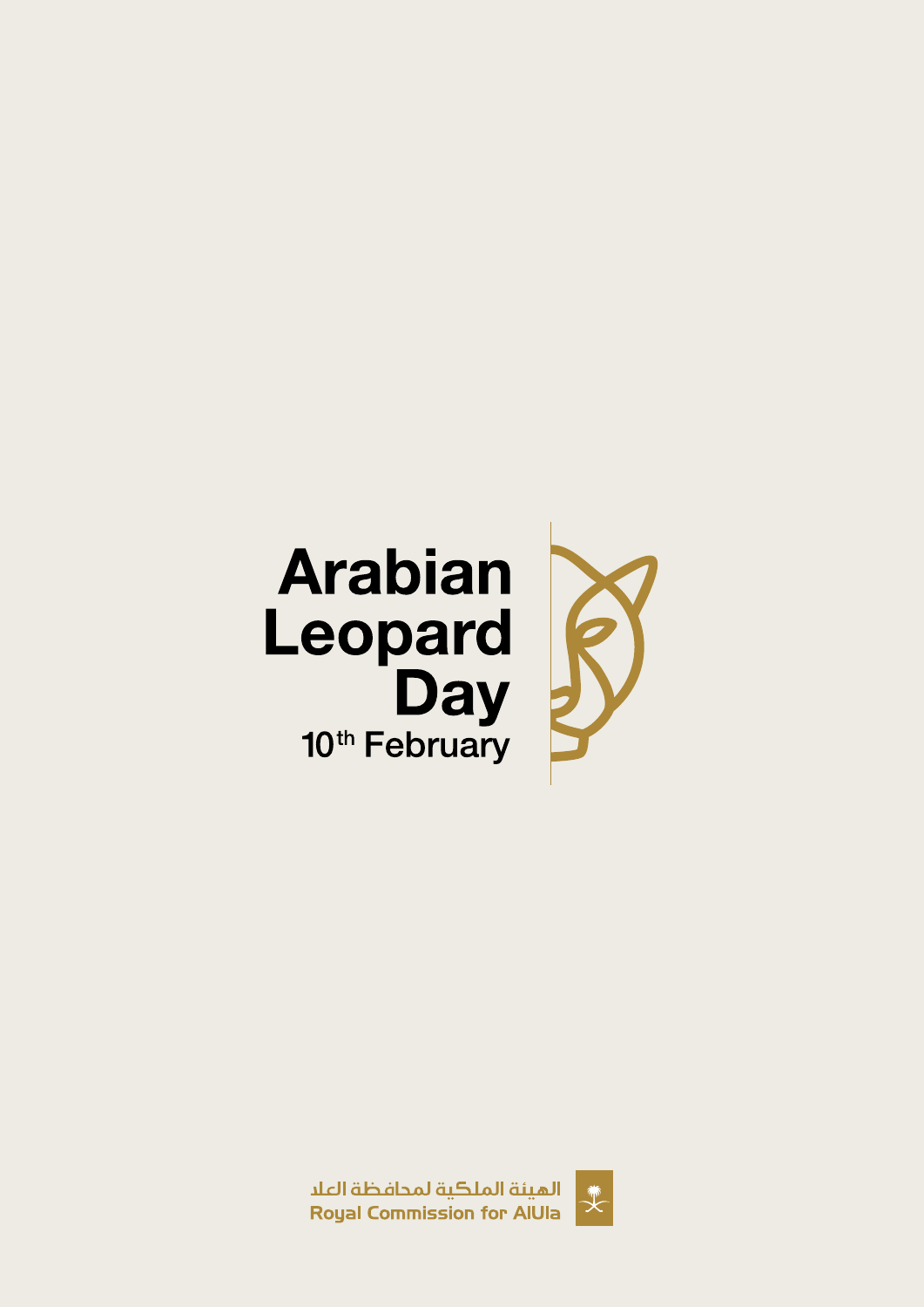# Arabian Leopard Day

10th February

الهيئة الملكية لمحافظة العلا

Royal Commission for AlUla